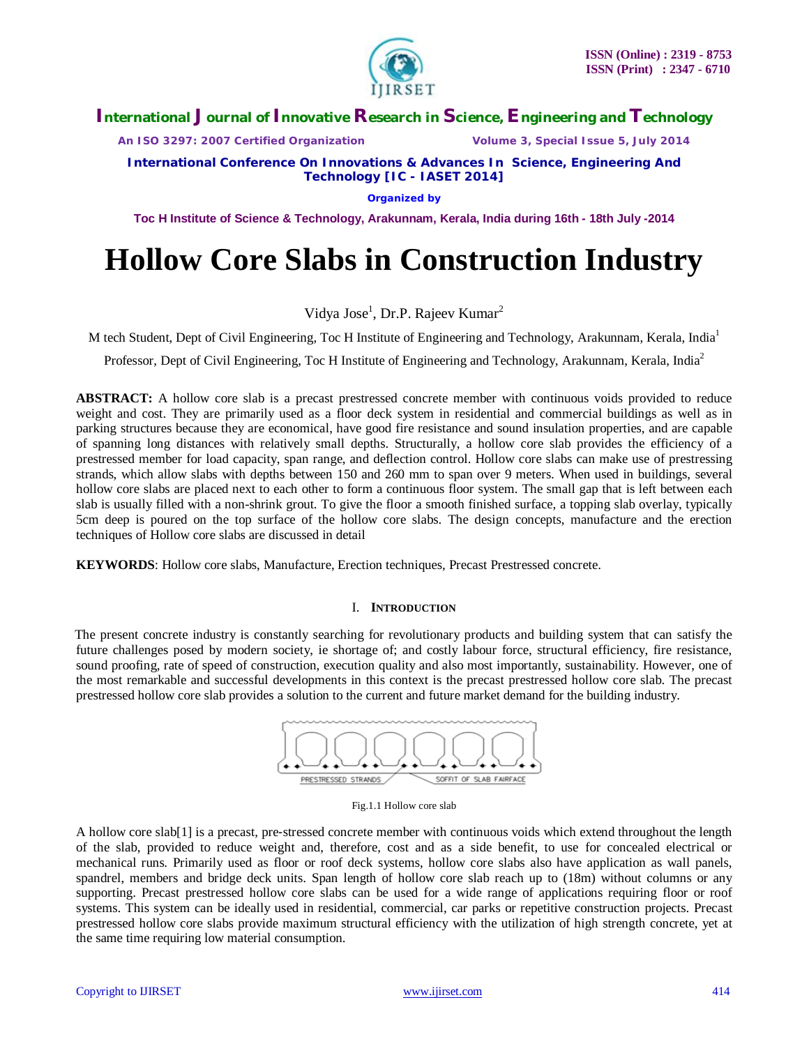# Hollow Core Slabs in Construction Industry

Vidya Jose[1], Dr.P. Rajeev Kumar[2]

M tech Student, Dept of Civil Engineering, Toc H Institute of Engineering and Technology, Arakunnam, Kerala, India[1]

Professor, Dept of Civil Engineering, Toc H Institute of Engineering and Technology, Arakunnam, Kerala, India[2]

**ABSTRACT:** A hollow core slab is a precast prestressed concrete member with continuous voids provided to reduce weight and cost. They are primarily used as a floor deck system in residential and commercial buildings as well as in parking structures because they are economical, have good fire resistance and sound insulation properties, and are capable of spanning long distances with relatively small depths. Structurally, a hollow core slab provides the efficiency of a prestressed member for load capacity, span range, and deflection control. Hollow core slabs can make use of prestressing strands, which allow slabs with depths between 150 and 260 mm to span over 9 meters. When used in buildings, several hollow core slabs are placed next to each other to form a continuous floor system. The small gap that is left between each slab is usually filled with a non-shrink grout. To give the floor a smooth finished surface, a topping slab overlay, typically 5cm deep is poured on the top surface of the hollow core slabs. The design concepts, manufacture and the erection techniques of Hollow core slabs are discussed in detail

**KEYWORDS**: Hollow core slabs, Manufacture, Erection techniques, Precast Prestressed concrete.

## I. INTRODUCTION

The present concrete industry is constantly searching for revolutionary products and building system that can satisfy the future challenges posed by modern society, ie shortage of; and costly labour force, structural efficiency, fire resistance, sound proofing, rate of speed of construction, execution quality and also most importantly, sustainability. However, one of the most remarkable and successful developments in this context is the precast prestressed hollow core slab. The precast prestressed hollow core slab provides a solution to the current and future market demand for the building industry.

PRESTRESSED STRANDS

SOFFIT OF SLAB FAIRFACE

Fig.1.1 Hollow core slab

A hollow core slab[1] is a precast, pre-stressed concrete member with continuous voids which extend throughout the length of the slab, provided to reduce weight and, therefore, cost and as a side benefit, to use for concealed electrical or mechanical runs. Primarily used as floor or roof deck systems, hollow core slabs also have application as wall panels, spandrel, members and bridge deck units. Span length of hollow core slab reach up to (18m) without columns or any supporting. Precast prestressed hollow core slabs can be used for a wide range of applications requiring floor or roof systems. This system can be ideally used in residential, commercial, car parks or repetitive construction projects. Precast prestressed hollow core slabs provide maximum structural efficiency with the utilization of high strength concrete, yet at the same time requiring low material consumption.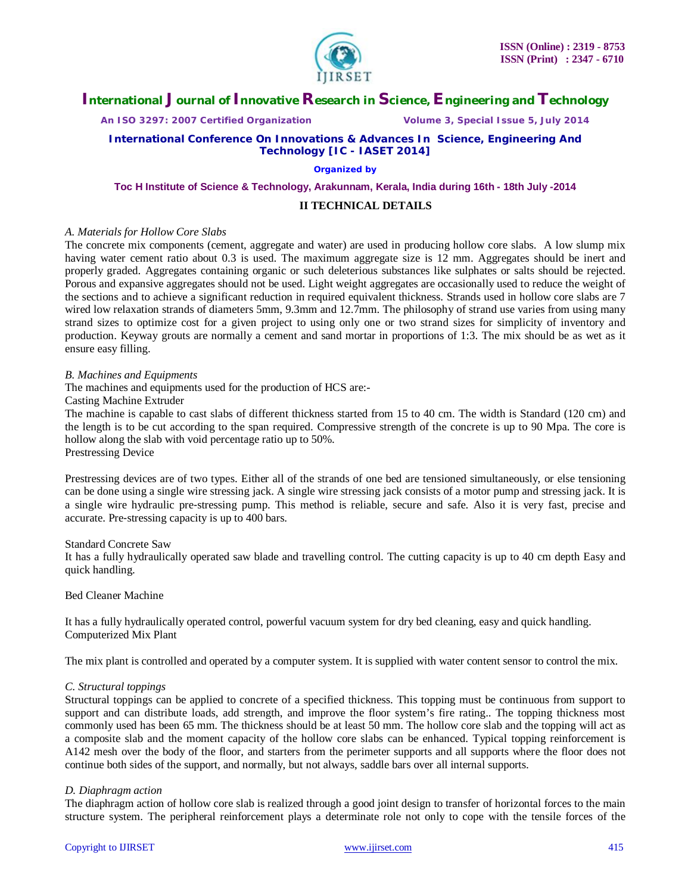## II TECHNICAL DETAILS

### *A. Materials for Hollow Core Slabs*

The concrete mix components (cement, aggregate and water) are used in producing hollow core slabs. A low slump mix having water cement ratio about 0.3 is used. The maximum aggregate size is 12 mm. Aggregates should be inert and properly graded. Aggregates containing organic or such deleterious substances like sulphates or salts should be rejected. Porous and expansive aggregates should not be used. Light weight aggregates are occasionally used to reduce the weight of the sections and to achieve a significant reduction in required equivalent thickness. Strands used in hollow core slabs are 7 wired low relaxation strands of diameters 5mm, 9.3mm and 12.7mm. The philosophy of strand use varies from using many strand sizes to optimize cost for a given project to using only one or two strand sizes for simplicity of inventory and production. Keyway grouts are normally a cement and sand mortar in proportions of 1:3. The mix should be as wet as it ensure easy filling.

### *B. Machines and Equipments*

The machines and equipments used for the production of HCS are:-

Casting Machine Extruder

The machine is capable to cast slabs of different thickness started from 15 to 40 cm. The width is Standard (120 cm) and the length is to be cut according to the span required. Compressive strength of the concrete is up to 90 Mpa. The core is hollow along the slab with void percentage ratio up to 50%.

Prestressing Device

Prestressing devices are of two types. Either all of the strands of one bed are tensioned simultaneously, or else tensioning can be done using a single wire stressing jack. A single wire stressing jack consists of a motor pump and stressing jack. It is a single wire hydraulic pre-stressing pump. This method is reliable, secure and safe. Also it is very fast, precise and accurate. Pre-stressing capacity is up to 400 bars.

Standard Concrete Saw

It has a fully hydraulically operated saw blade and travelling control. The cutting capacity is up to 40 cm depth Easy and quick handling.

Bed Cleaner Machine

It has a fully hydraulically operated control, powerful vacuum system for dry bed cleaning, easy and quick handling.

Computerized Mix Plant

The mix plant is controlled and operated by a computer system. It is supplied with water content sensor to control the mix.

### *C. Structural toppings*

Structural toppings can be applied to concrete of a specified thickness. This topping must be continuous from support to support and can distribute loads, add strength, and improve the floor system's fire rating.. The topping thickness most commonly used has been 65 mm. The thickness should be at least 50 mm. The hollow core slab and the topping will act as a composite slab and the moment capacity of the hollow core slabs can be enhanced. Typical topping reinforcement is A142 mesh over the body of the floor, and starters from the perimeter supports and all supports where the floor does not continue both sides of the support, and normally, but not always, saddle bars over all internal supports.

### *D. Diaphragm action*

The diaphragm action of hollow core slab is realized through a good joint design to transfer of horizontal forces to the main structure system. The peripheral reinforcement plays a determinate role not only to cope with the tensile forces of the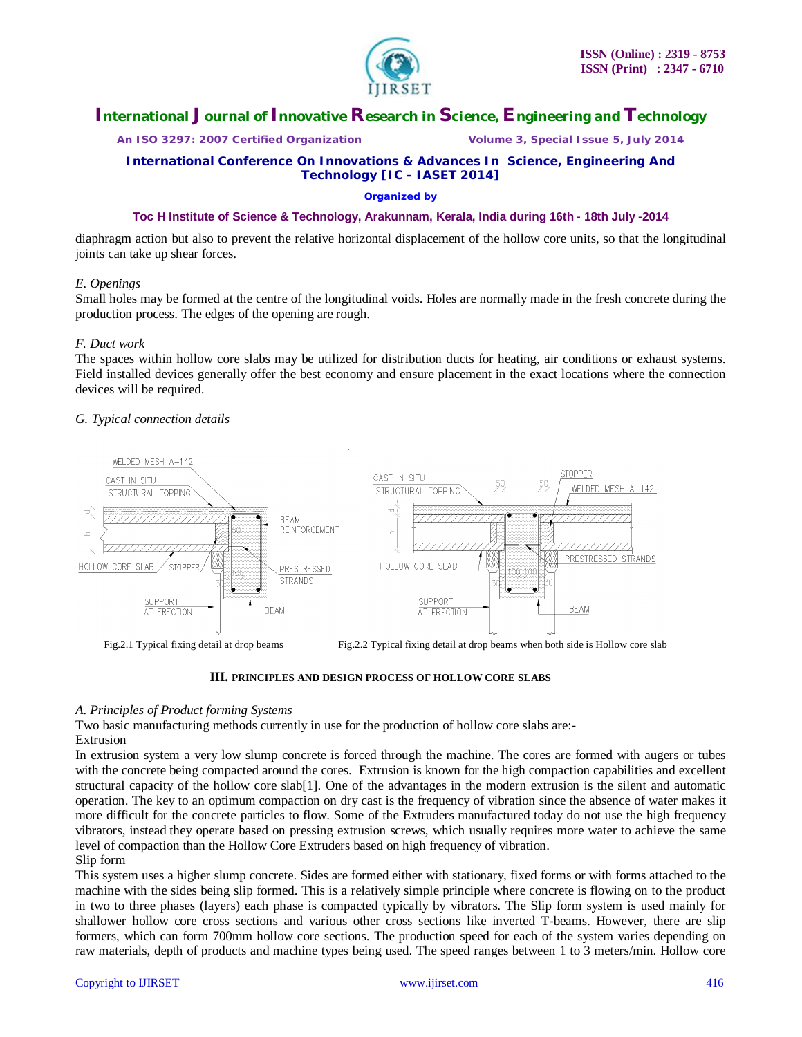diaphragm action but also to prevent the relative horizontal displacement of the hollow core units, so that the longitudinal joints can take up shear forces.

*E. Openings*

Small holes may be formed at the centre of the longitudinal voids. Holes are normally made in the fresh concrete during the production process. The edges of the opening are rough.

*F. Duct work*

The spaces within hollow core slabs may be utilized for distribution ducts for heating, air conditions or exhaust systems. Field installed devices generally offer the best economy and ensure placement in the exact locations where the connection devices will be required.

*G. Typical connection details*

WELDED MESH A-142
CAST IN SITU
STRUCTURAL TOPPING
BEAM
REINFORCEMENT
d
h
50
HOLLOW CORE SLAB
STOPPER
100
PRESTRESSED
STRANDS
30
SUPPORT
AT ERECTION
BEAM

Fig.2.1 Typical fixing detail at drop beams

CAST IN SITU
STRUCTURAL TOPPING
50
50
STOPPER
WELDED MESH A-142
d
h
PRESTRESSED STRANDS
HOLLOW CORE SLAB
100 100
30
30
SUPPORT
AT ERECTION
BEAM

Fig.2.2 Typical fixing detail at drop beams when both side is Hollow core slab

## III. PRINCIPLES AND DESIGN PROCESS OF HOLLOW CORE SLABS

*A. Principles of Product forming Systems*

Two basic manufacturing methods currently in use for the production of hollow core slabs are:-

Extrusion

In extrusion system a very low slump concrete is forced through the machine. The cores are formed with augers or tubes with the concrete being compacted around the cores. Extrusion is known for the high compaction capabilities and excellent structural capacity of the hollow core slab[1]. One of the advantages in the modern extrusion is the silent and automatic operation. The key to an optimum compaction on dry cast is the frequency of vibration since the absence of water makes it more difficult for the concrete particles to flow. Some of the Extruders manufactured today do not use the high frequency vibrators, instead they operate based on pressing extrusion screws, which usually requires more water to achieve the same level of compaction than the Hollow Core Extruders based on high frequency of vibration.

Slip form

This system uses a higher slump concrete. Sides are formed either with stationary, fixed forms or with forms attached to the machine with the sides being slip formed. This is a relatively simple principle where concrete is flowing on to the product in two to three phases (layers) each phase is compacted typically by vibrators. The Slip form system is used mainly for shallower hollow core cross sections and various other cross sections like inverted T-beams. However, there are slip formers, which can form 700mm hollow core sections. The production speed for each of the system varies depending on raw materials, depth of products and machine types being used. The speed ranges between 1 to 3 meters/min. Hollow core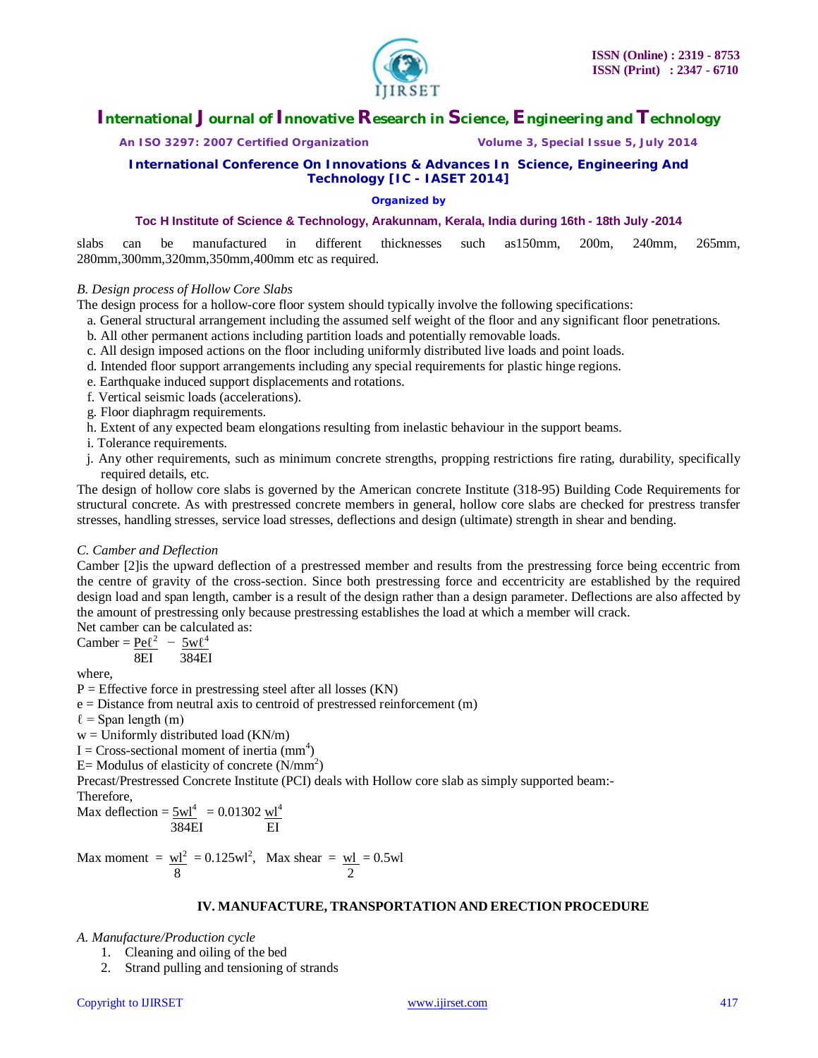slabs can be manufactured in different thicknesses such as150mm, 200m, 240mm, 265mm, 280mm,300mm,320mm,350mm,400mm etc as required.

*B. Design process of Hollow Core Slabs*

The design process for a hollow-core floor system should typically involve the following specifications:

a. General structural arrangement including the assumed self weight of the floor and any significant floor penetrations.
b. All other permanent actions including partition loads and potentially removable loads.
c. All design imposed actions on the floor including uniformly distributed live loads and point loads.
d. Intended floor support arrangements including any special requirements for plastic hinge regions.
e. Earthquake induced support displacements and rotations.
f. Vertical seismic loads (accelerations).
g. Floor diaphragm requirements.
h. Extent of any expected beam elongations resulting from inelastic behaviour in the support beams.
i. Tolerance requirements.
j. Any other requirements, such as minimum concrete strengths, propping restrictions fire rating, durability, specifically required details, etc.

The design of hollow core slabs is governed by the American concrete Institute (318-95) Building Code Requirements for structural concrete. As with prestressed concrete members in general, hollow core slabs are checked for prestress transfer stresses, handling stresses, service load stresses, deflections and design (ultimate) strength in shear and bending.

*C. Camber and Deflection*

Camber [2]is the upward deflection of a prestressed member and results from the prestressing force being eccentric from the centre of gravity of the cross-section. Since both prestressing force and eccentricity are established by the required design load and span length, camber is a result of the design rather than a design parameter. Deflections are also affected by the amount of prestressing only because prestressing establishes the load at which a member will crack.

Net camber can be calculated as:

$$\text{Camber} = \frac{Pe\ell^2}{8EI} - \frac{5w\ell^4}{384EI}$$

where,

P = Effective force in prestressing steel after all losses (KN)

e = Distance from neutral axis to centroid of prestressed reinforcement (m)

$\ell$ = Span length (m)

w = Uniformly distributed load (KN/m)

I = Cross-sectional moment of inertia ($mm^4$)

E= Modulus of elasticity of concrete ($N/mm^2$)

Precast/Prestressed Concrete Institute (PCI) deals with Hollow core slab as simply supported beam:-

Therefore,

$$\text{Max deflection} = \frac{5wl^4}{384EI} = 0.01302\,\frac{wl^4}{EI}$$

$$\text{Max moment} = \frac{wl^2}{8} = 0.125wl^2, \quad \text{Max shear} = \frac{wl}{2} = 0.5wl$$

## IV. MANUFACTURE, TRANSPORTATION AND ERECTION PROCEDURE

*A. Manufacture/Production cycle*

1. Cleaning and oiling of the bed
2. Strand pulling and tensioning of strands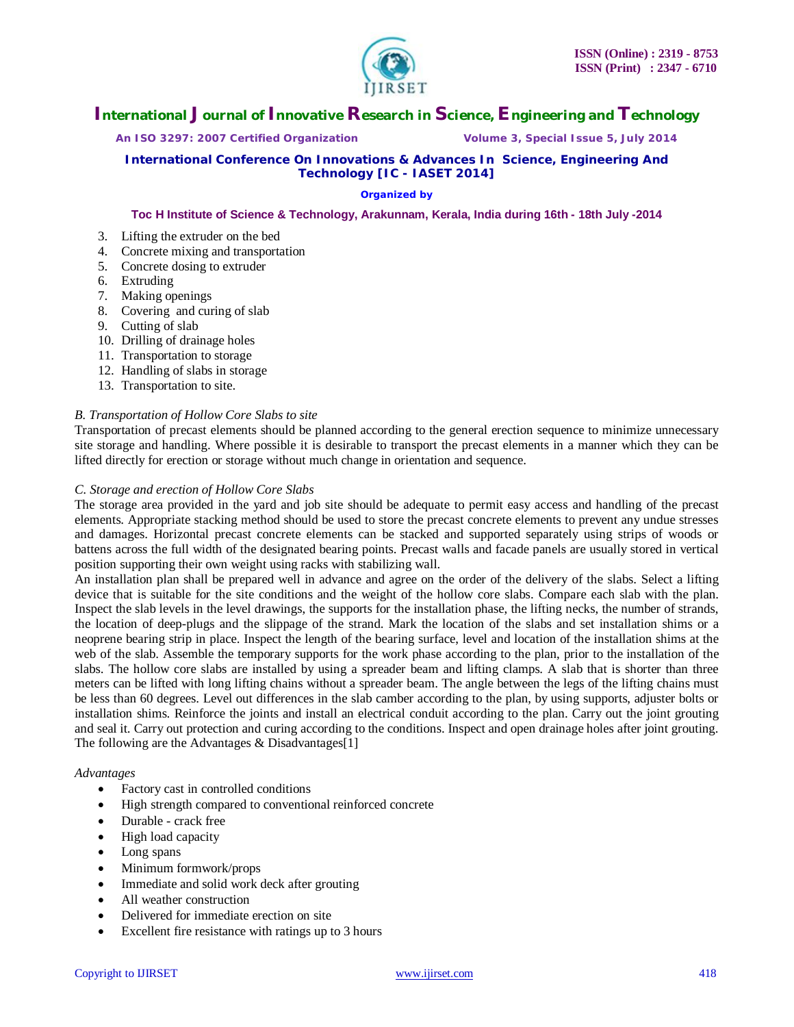3. Lifting the extruder on the bed
4. Concrete mixing and transportation
5. Concrete dosing to extruder
6. Extruding
7. Making openings
8. Covering and curing of slab
9. Cutting of slab
10. Drilling of drainage holes
11. Transportation to storage
12. Handling of slabs in storage
13. Transportation to site.

*B. Transportation of Hollow Core Slabs to site*

Transportation of precast elements should be planned according to the general erection sequence to minimize unnecessary site storage and handling. Where possible it is desirable to transport the precast elements in a manner which they can be lifted directly for erection or storage without much change in orientation and sequence.

*C. Storage and erection of Hollow Core Slabs*

The storage area provided in the yard and job site should be adequate to permit easy access and handling of the precast elements. Appropriate stacking method should be used to store the precast concrete elements to prevent any undue stresses and damages. Horizontal precast concrete elements can be stacked and supported separately using strips of woods or battens across the full width of the designated bearing points. Precast walls and facade panels are usually stored in vertical position supporting their own weight using racks with stabilizing wall.

An installation plan shall be prepared well in advance and agree on the order of the delivery of the slabs. Select a lifting device that is suitable for the site conditions and the weight of the hollow core slabs. Compare each slab with the plan. Inspect the slab levels in the level drawings, the supports for the installation phase, the lifting necks, the number of strands, the location of deep-plugs and the slippage of the strand. Mark the location of the slabs and set installation shims or a neoprene bearing strip in place. Inspect the length of the bearing surface, level and location of the installation shims at the web of the slab. Assemble the temporary supports for the work phase according to the plan, prior to the installation of the slabs. The hollow core slabs are installed by using a spreader beam and lifting clamps. A slab that is shorter than three meters can be lifted with long lifting chains without a spreader beam. The angle between the legs of the lifting chains must be less than 60 degrees. Level out differences in the slab camber according to the plan, by using supports, adjuster bolts or installation shims. Reinforce the joints and install an electrical conduit according to the plan. Carry out the joint grouting and seal it. Carry out protection and curing according to the conditions. Inspect and open drainage holes after joint grouting. The following are the Advantages & Disadvantages[1]

*Advantages*

- Factory cast in controlled conditions
- High strength compared to conventional reinforced concrete
- Durable - crack free
- High load capacity
- Long spans
- Minimum formwork/props
- Immediate and solid work deck after grouting
- All weather construction
- Delivered for immediate erection on site
- Excellent fire resistance with ratings up to 3 hours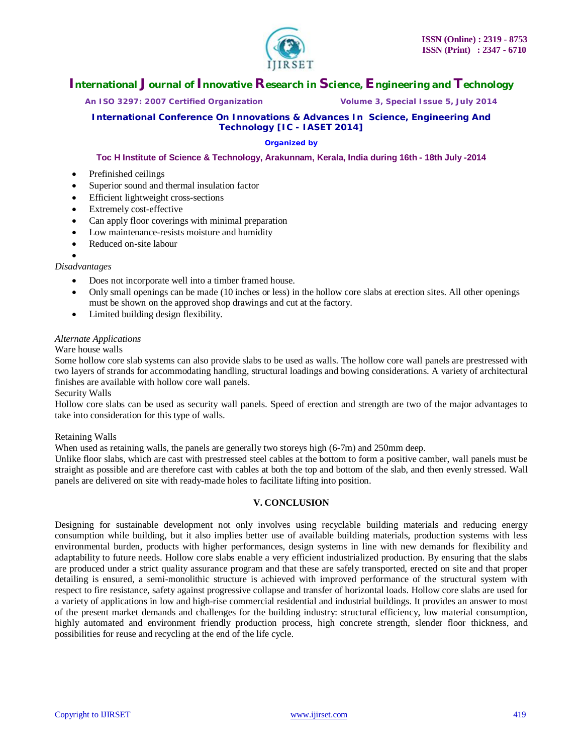- Prefinished ceilings
- Superior sound and thermal insulation factor
- Efficient lightweight cross-sections
- Extremely cost-effective
- Can apply floor coverings with minimal preparation
- Low maintenance-resists moisture and humidity
- Reduced on-site labour

*Disadvantages*

- Does not incorporate well into a timber framed house.
- Only small openings can be made (10 inches or less) in the hollow core slabs at erection sites. All other openings must be shown on the approved shop drawings and cut at the factory.
- Limited building design flexibility.

*Alternate Applications*

Ware house walls

Some hollow core slab systems can also provide slabs to be used as walls. The hollow core wall panels are prestressed with two layers of strands for accommodating handling, structural loadings and bowing considerations. A variety of architectural finishes are available with hollow core wall panels.

Security Walls

Hollow core slabs can be used as security wall panels. Speed of erection and strength are two of the major advantages to take into consideration for this type of walls.

Retaining Walls

When used as retaining walls, the panels are generally two storeys high (6-7m) and 250mm deep.

Unlike floor slabs, which are cast with prestressed steel cables at the bottom to form a positive camber, wall panels must be straight as possible and are therefore cast with cables at both the top and bottom of the slab, and then evenly stressed. Wall panels are delivered on site with ready-made holes to facilitate lifting into position.

## V. CONCLUSION

Designing for sustainable development not only involves using recyclable building materials and reducing energy consumption while building, but it also implies better use of available building materials, production systems with less environmental burden, products with higher performances, design systems in line with new demands for flexibility and adaptability to future needs. Hollow core slabs enable a very efficient industrialized production. By ensuring that the slabs are produced under a strict quality assurance program and that these are safely transported, erected on site and that proper detailing is ensured, a semi-monolithic structure is achieved with improved performance of the structural system with respect to fire resistance, safety against progressive collapse and transfer of horizontal loads. Hollow core slabs are used for a variety of applications in low and high-rise commercial residential and industrial buildings. It provides an answer to most of the present market demands and challenges for the building industry: structural efficiency, low material consumption, highly automated and environment friendly production process, high concrete strength, slender floor thickness, and possibilities for reuse and recycling at the end of the life cycle.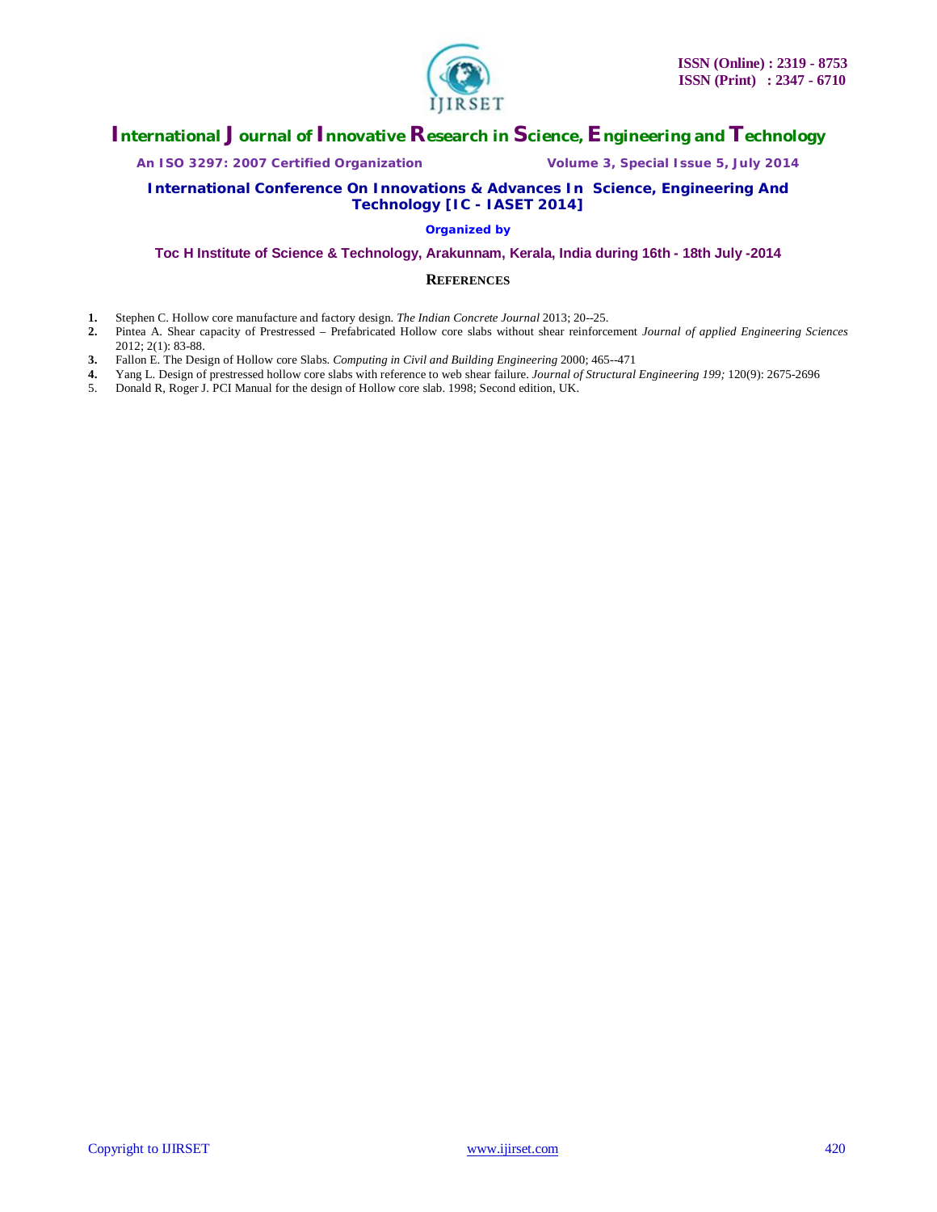## REFERENCES

1. Stephen C. Hollow core manufacture and factory design. *The Indian Concrete Journal* 2013; 20--25.
2. Pintea A. Shear capacity of Prestressed – Prefabricated Hollow core slabs without shear reinforcement *Journal of applied Engineering Sciences* 2012; 2(1): 83-88.
3. Fallon E. The Design of Hollow core Slabs. *Computing in Civil and Building Engineering* 2000; 465--471
4. Yang L. Design of prestressed hollow core slabs with reference to web shear failure. *Journal of Structural Engineering 199;* 120(9): 2675-2696
5. Donald R, Roger J. PCI Manual for the design of Hollow core slab. 1998; Second edition, UK.